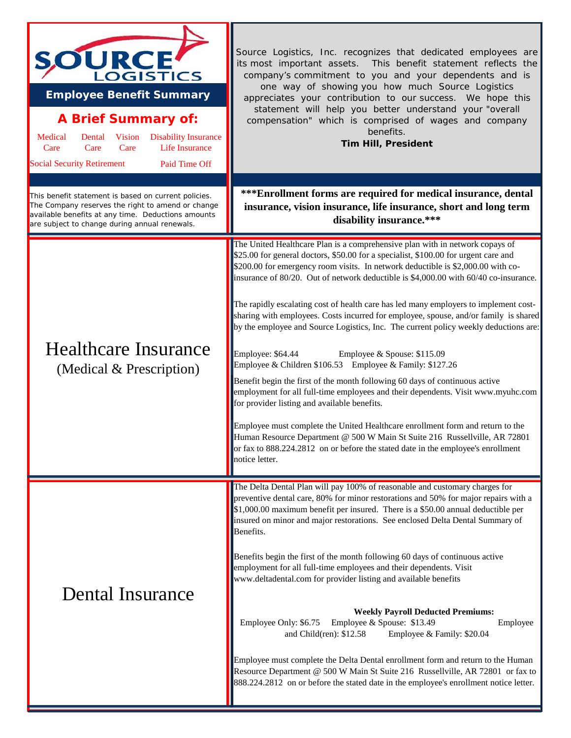# SOURCE LOGISTICS

## Employee Benefit Summary

### A Brief Summary of:

Medical Care | Dental Care | Vision Care | Disability Insurance | Life Insurance | Social Security Retirement | Paid Time Off

Source Logistics, Inc. recognizes that dedicated employees are its most important assets. This benefit statement reflects the company's commitment to you and your dependents and is one way of showing you how much Source Logistics appreciates your contribution to our success. We hope this statement will help you better understand your "overall compensation" which is comprised of wages and company benefits.

**Tim Hill, President**

This benefit statement is based on current policies. The Company reserves the right to amend or change available benefits at any time. Deductions amounts are subject to change during annual renewals.

**\*\*\*Enrollment forms are required for medical insurance, dental insurance, vision insurance, life insurance, short and long term disability insurance.\*\*\***

## Healthcare Insurance (Medical & Prescription)

The United Healthcare Plan is a comprehensive plan with in network copays of $25.00 for general doctors, $50.00 for a specialist, $100.00 for urgent care and $200.00 for emergency room visits. In network deductible is $2,000.00 with co-insurance of 80/20. Out of network deductible is $4,000.00 with 60/40 co-insurance.

The rapidly escalating cost of health care has led many employers to implement cost-sharing with employees. Costs incurred for employee, spouse, and/or family is shared by the employee and Source Logistics, Inc. The current policy weekly deductions are:

Employee: $64.44 Employee & Spouse: $115.09
Employee & Children $106.53 Employee & Family: $127.26

Benefit begin the first of the month following 60 days of continuous active employment for all full-time employees and their dependents. Visit www.myuhc.com for provider listing and available benefits.

Employee must complete the United Healthcare enrollment form and return to the Human Resource Department @ 500 W Main St Suite 216 Russellville, AR 72801 or fax to 888.224.2812 on or before the stated date in the employee's enrollment notice letter.

## Dental Insurance

The Delta Dental Plan will pay 100% of reasonable and customary charges for preventive dental care, 80% for minor restorations and 50% for major repairs with a $1,000.00 maximum benefit per insured. There is a $50.00 annual deductible per insured on minor and major restorations. See enclosed Delta Dental Summary of Benefits.

Benefits begin the first of the month following 60 days of continuous active employment for all full-time employees and their dependents. Visit www.deltadental.com for provider listing and available benefits

**Weekly Payroll Deducted Premiums:**

Employee Only: $6.75 Employee & Spouse: $13.49 Employee and Child(ren): $12.58 Employee & Family: $20.04

Employee must complete the Delta Dental enrollment form and return to the Human Resource Department @ 500 W Main St Suite 216 Russellville, AR 72801 or fax to 888.224.2812 on or before the stated date in the employee's enrollment notice letter.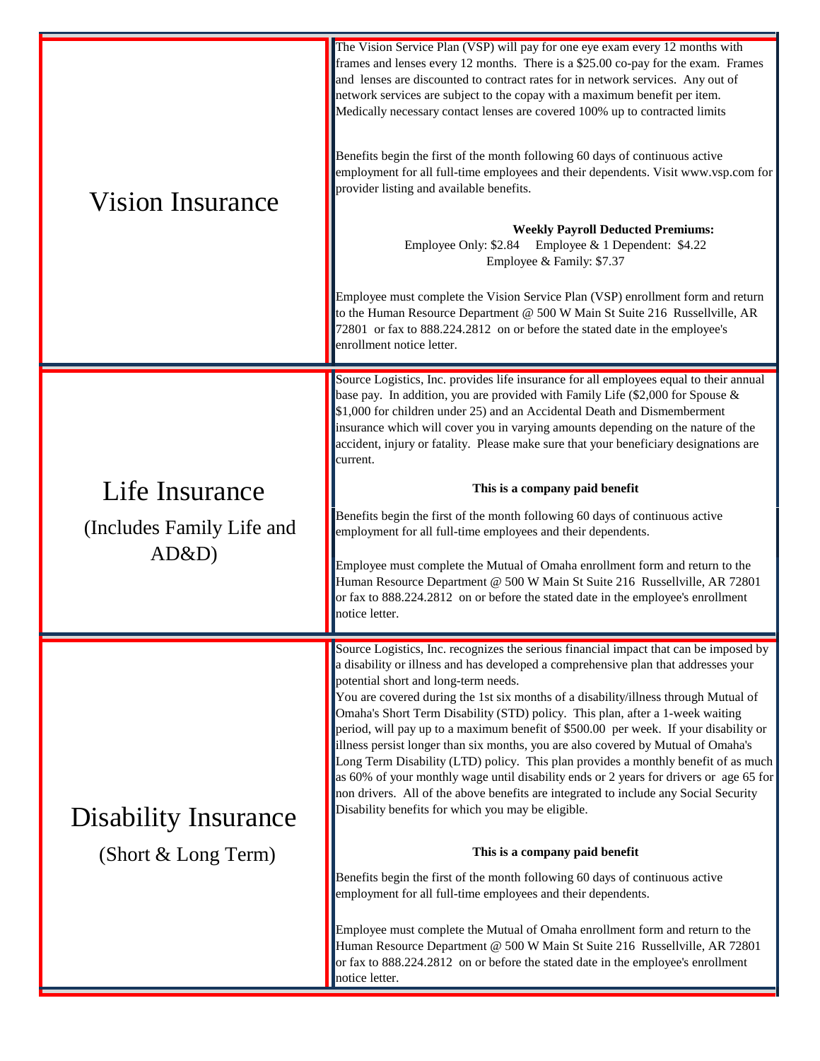| | |
|---|---|
| Vision Insurance | The Vision Service Plan (VSP) will pay for one eye exam every 12 months with frames and lenses every 12 months. There is a $25.00 co-pay for the exam. Frames and lenses are discounted to contract rates for in network services. Any out of network services are subject to the copay with a maximum benefit per item. Medically necessary contact lenses are covered 100% up to contracted limits<br><br>Benefits begin the first of the month following 60 days of continuous active employment for all full-time employees and their dependents. Visit www.vsp.com for provider listing and available benefits.<br><br>**Weekly Payroll Deducted Premiums:**<br>Employee Only: $2.84 Employee & 1 Dependent: $4.22<br>Employee & Family: $7.37<br><br>Employee must complete the Vision Service Plan (VSP) enrollment form and return to the Human Resource Department @ 500 W Main St Suite 216 Russellville, AR 72801 or fax to 888.224.2812 on or before the stated date in the employee's enrollment notice letter. |
| Life Insurance<br>(Includes Family Life and AD&D) | Source Logistics, Inc. provides life insurance for all employees equal to their annual base pay. In addition, you are provided with Family Life ($2,000 for Spouse & $1,000 for children under 25) and an Accidental Death and Dismemberment insurance which will cover you in varying amounts depending on the nature of the accident, injury or fatality. Please make sure that your beneficiary designations are current.<br><br>**This is a company paid benefit**<br><br>Benefits begin the first of the month following 60 days of continuous active employment for all full-time employees and their dependents.<br><br>Employee must complete the Mutual of Omaha enrollment form and return to the Human Resource Department @ 500 W Main St Suite 216 Russellville, AR 72801 or fax to 888.224.2812 on or before the stated date in the employee's enrollment notice letter. |
| Disability Insurance<br>(Short & Long Term) | Source Logistics, Inc. recognizes the serious financial impact that can be imposed by a disability or illness and has developed a comprehensive plan that addresses your potential short and long-term needs.<br>You are covered during the 1st six months of a disability/illness through Mutual of Omaha's Short Term Disability (STD) policy. This plan, after a 1-week waiting period, will pay up to a maximum benefit of $500.00 per week. If your disability or illness persist longer than six months, you are also covered by Mutual of Omaha's Long Term Disability (LTD) policy. This plan provides a monthly benefit of as much as 60% of your monthly wage until disability ends or 2 years for drivers or age 65 for non drivers. All of the above benefits are integrated to include any Social Security Disability benefits for which you may be eligible.<br><br>**This is a company paid benefit**<br><br>Benefits begin the first of the month following 60 days of continuous active employment for all full-time employees and their dependents.<br><br>Employee must complete the Mutual of Omaha enrollment form and return to the Human Resource Department @ 500 W Main St Suite 216 Russellville, AR 72801 or fax to 888.224.2812 on or before the stated date in the employee's enrollment notice letter. |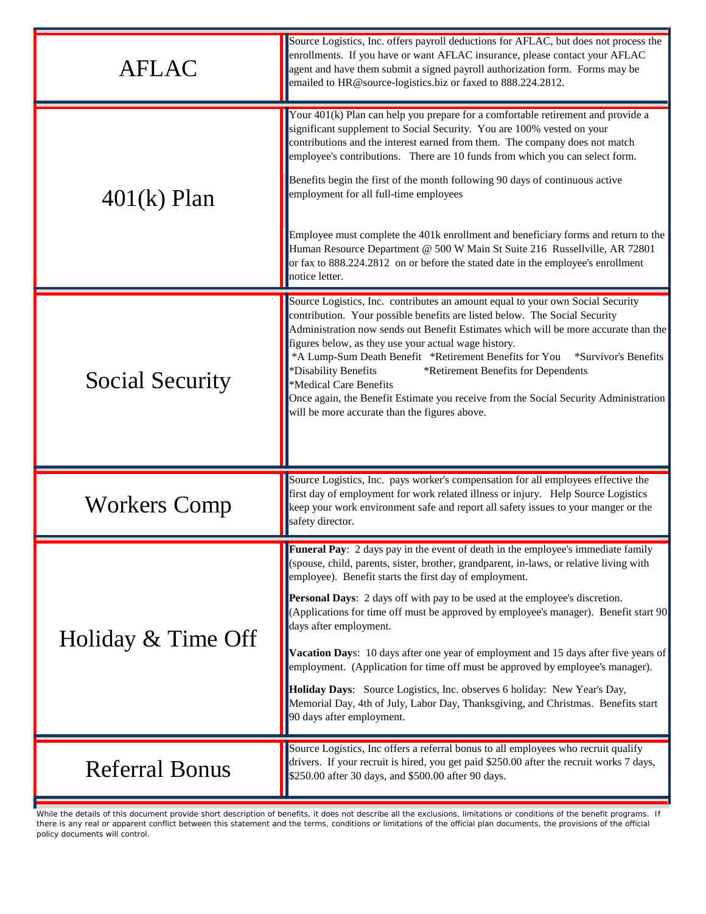| | |
|---|---|
| AFLAC | Source Logistics, Inc. offers payroll deductions for AFLAC, but does not process the enrollments. If you have or want AFLAC insurance, please contact your AFLAC agent and have them submit a signed payroll authorization form. Forms may be emailed to HR@source-logistics.biz or faxed to 888.224.2812. |
| 401(k) Plan | Your 401(k) Plan can help you prepare for a comfortable retirement and provide a significant supplement to Social Security. You are 100% vested on your contributions and the interest earned from them. The company does not match employee's contributions. There are 10 funds from which you can select form.<br><br>Benefits begin the first of the month following 90 days of continuous active employment for all full-time employees<br><br>Employee must complete the 401k enrollment and beneficiary forms and return to the Human Resource Department @ 500 W Main St Suite 216 Russellville, AR 72801 or fax to 888.224.2812 on or before the stated date in the employee's enrollment notice letter. |
| Social Security | Source Logistics, Inc. contributes an amount equal to your own Social Security contribution. Your possible benefits are listed below. The Social Security Administration now sends out Benefit Estimates which will be more accurate than the figures below, as they use your actual wage history.<br>*A Lump-Sum Death Benefit *Retirement Benefits for You *Survivor's Benefits *Disability Benefits *Retirement Benefits for Dependents *Medical Care Benefits<br>Once again, the Benefit Estimate you receive from the Social Security Administration will be more accurate than the figures above. |
| Workers Comp | Source Logistics, Inc. pays worker's compensation for all employees effective the first day of employment for work related illness or injury. Help Source Logistics keep your work environment safe and report all safety issues to your manger or the safety director. |
| Holiday & Time Off | **Funeral Pay**: 2 days pay in the event of death in the employee's immediate family (spouse, child, parents, sister, brother, grandparent, in-laws, or relative living with employee). Benefit starts the first day of employment.<br><br>**Personal Days**: 2 days off with pay to be used at the employee's discretion. (Applications for time off must be approved by employee's manager). Benefit start 90 days after employment.<br><br>**Vacation Days**: 10 days after one year of employment and 15 days after five years of employment. (Application for time off must be approved by employee's manager).<br><br>**Holiday Days**: Source Logistics, Inc. observes 6 holiday: New Year's Day, Memorial Day, 4th of July, Labor Day, Thanksgiving, and Christmas. Benefits start 90 days after employment. |
| Referral Bonus | Source Logistics, Inc offers a referral bonus to all employees who recruit qualify drivers. If your recruit is hired, you get paid $250.00 after the recruit works 7 days, $250.00 after 30 days, and $500.00 after 90 days. |

While the details of this document provide short description of benefits, it does not describe all the exclusions, limitations or conditions of the benefit programs. If there is any real or apparent conflict between this statement and the terms, conditions or limitations of the official plan documents, the provisions of the official policy documents will control.